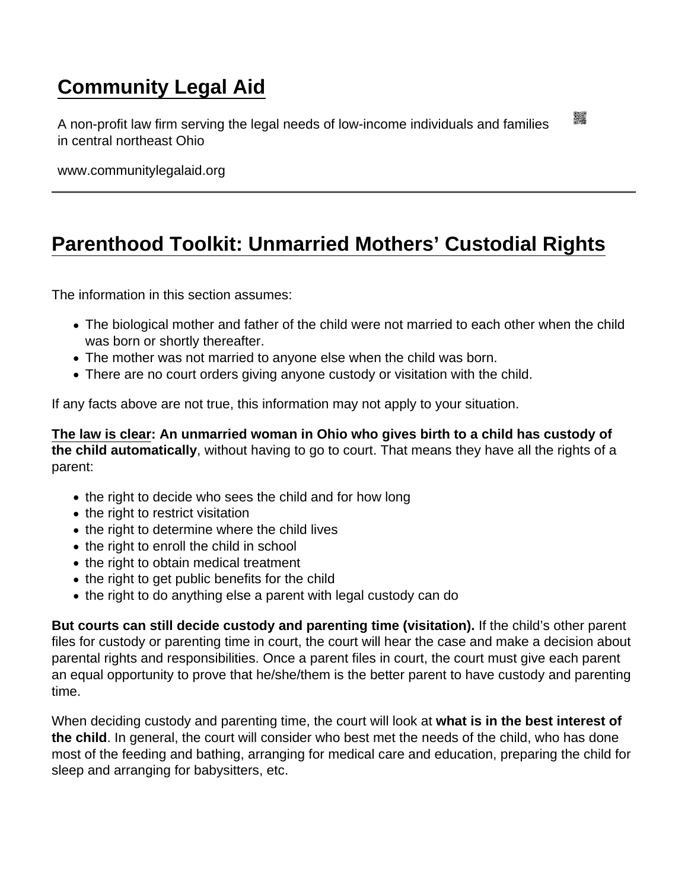# Community Legal Aid

A non-profit law firm serving the legal needs of low-income individuals and families in central northeast Ohio

www.communitylegalaid.org

## Parenthood Toolkit: Unmarried Mothers' Custodial Rights

The information in this section assumes:

- The biological mother and father of the child were not married to each other when the child was born or shortly thereafter.
- The mother was not married to anyone else when the child was born.
- There are no court orders giving anyone custody or visitation with the child.

If any facts above are not true, this information may not apply to your situation.

**The law is clear: An unmarried woman in Ohio who gives birth to a child has custody of the child automatically**, without having to go to court. That means they have all the rights of a parent:

- the right to decide who sees the child and for how long
- the right to restrict visitation
- the right to determine where the child lives
- the right to enroll the child in school
- the right to obtain medical treatment
- the right to get public benefits for the child
- the right to do anything else a parent with legal custody can do

**But courts can still decide custody and parenting time (visitation).** If the child's other parent files for custody or parenting time in court, the court will hear the case and make a decision about parental rights and responsibilities. Once a parent files in court, the court must give each parent an equal opportunity to prove that he/she/them is the better parent to have custody and parenting time.

When deciding custody and parenting time, the court will look at **what is in the best interest of the child**. In general, the court will consider who best met the needs of the child, who has done most of the feeding and bathing, arranging for medical care and education, preparing the child for sleep and arranging for babysitters, etc.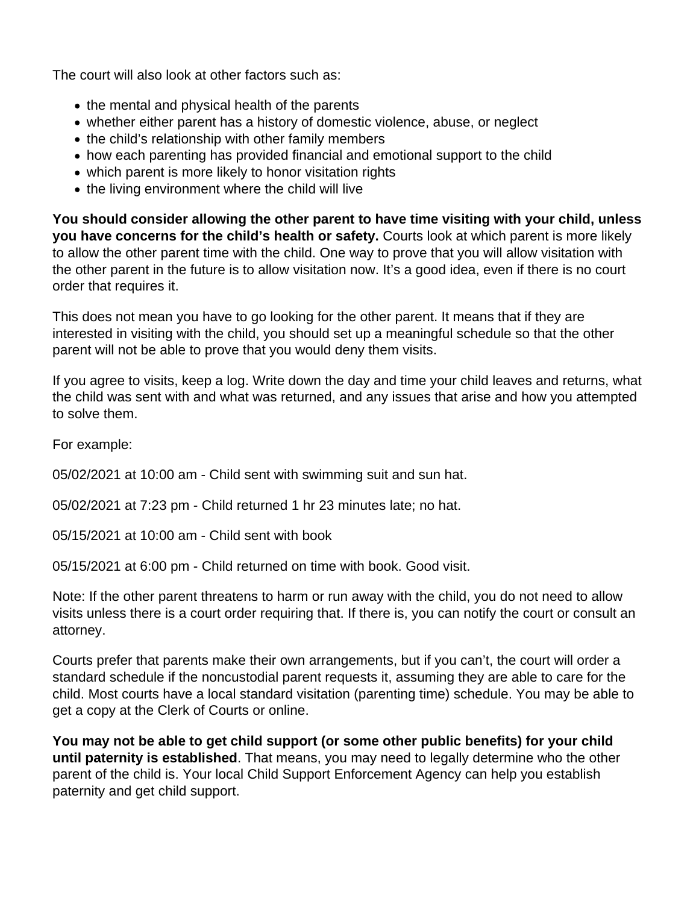The court will also look at other factors such as:

- the mental and physical health of the parents
- whether either parent has a history of domestic violence, abuse, or neglect
- the child's relationship with other family members
- how each parenting has provided financial and emotional support to the child
- which parent is more likely to honor visitation rights
- the living environment where the child will live

**You should consider allowing the other parent to have time visiting with your child, unless you have concerns for the child's health or safety.** Courts look at which parent is more likely to allow the other parent time with the child. One way to prove that you will allow visitation with the other parent in the future is to allow visitation now. It's a good idea, even if there is no court order that requires it.

This does not mean you have to go looking for the other parent. It means that if they are interested in visiting with the child, you should set up a meaningful schedule so that the other parent will not be able to prove that you would deny them visits.

If you agree to visits, keep a log. Write down the day and time your child leaves and returns, what the child was sent with and what was returned, and any issues that arise and how you attempted to solve them.

For example:

05/02/2021 at 10:00 am - Child sent with swimming suit and sun hat.

05/02/2021 at 7:23 pm - Child returned 1 hr 23 minutes late; no hat.

05/15/2021 at 10:00 am - Child sent with book

05/15/2021 at 6:00 pm - Child returned on time with book. Good visit.

Note: If the other parent threatens to harm or run away with the child, you do not need to allow visits unless there is a court order requiring that. If there is, you can notify the court or consult an attorney.

Courts prefer that parents make their own arrangements, but if you can't, the court will order a standard schedule if the noncustodial parent requests it, assuming they are able to care for the child. Most courts have a local standard visitation (parenting time) schedule. You may be able to get a copy at the Clerk of Courts or online.

**You may not be able to get child support (or some other public benefits) for your child until paternity is established**. That means, you may need to legally determine who the other parent of the child is. Your local Child Support Enforcement Agency can help you establish paternity and get child support.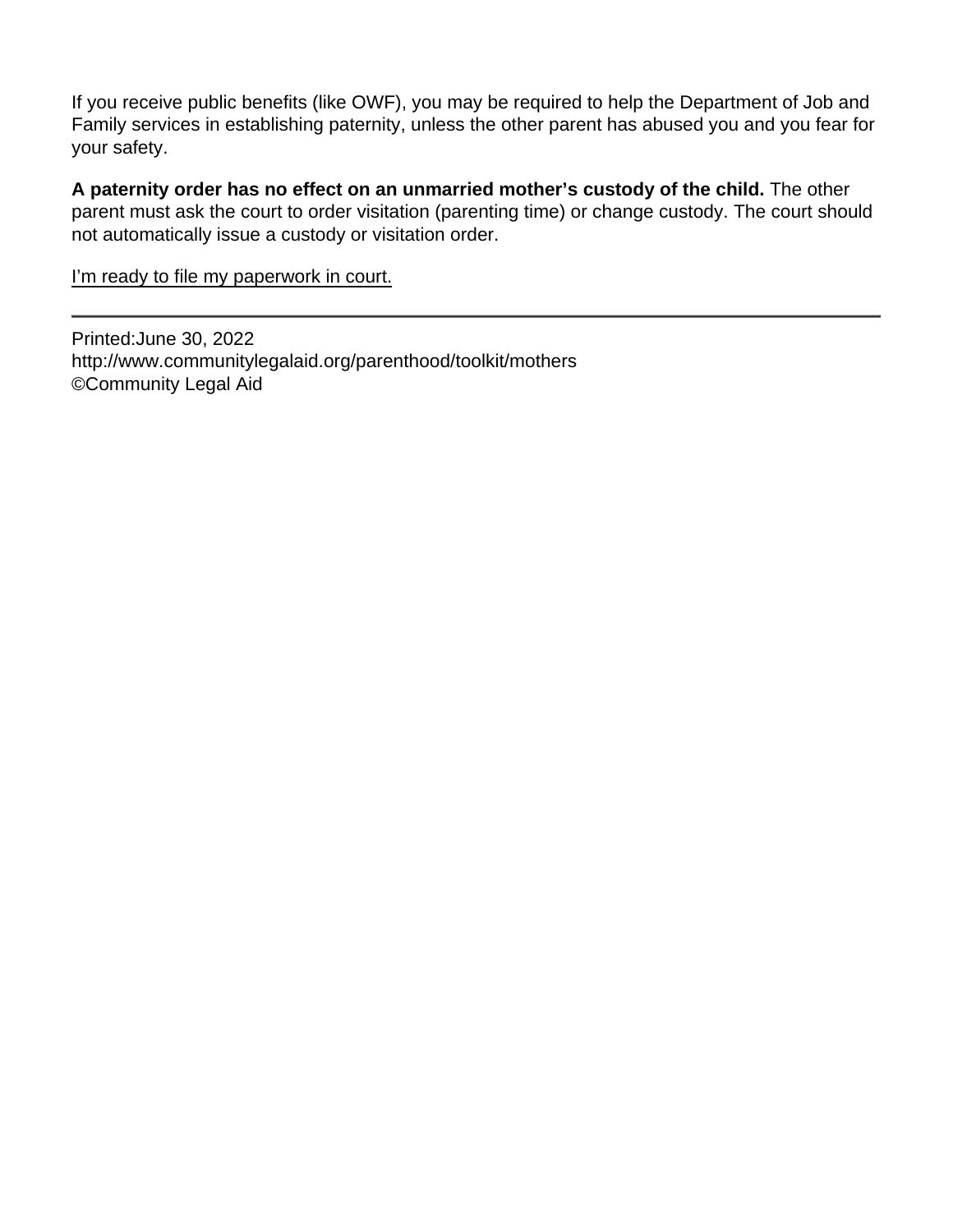If you receive public benefits (like OWF), you may be required to help the Department of Job and Family services in establishing paternity, unless the other parent has abused you and you fear for your safety.

**A paternity order has no effect on an unmarried mother's custody of the child.** The other parent must ask the court to order visitation (parenting time) or change custody. The court should not automatically issue a custody or visitation order.

I'm ready to file my paperwork in court.

---

Printed:June 30, 2022
http://www.communitylegalaid.org/parenthood/toolkit/mothers
©Community Legal Aid